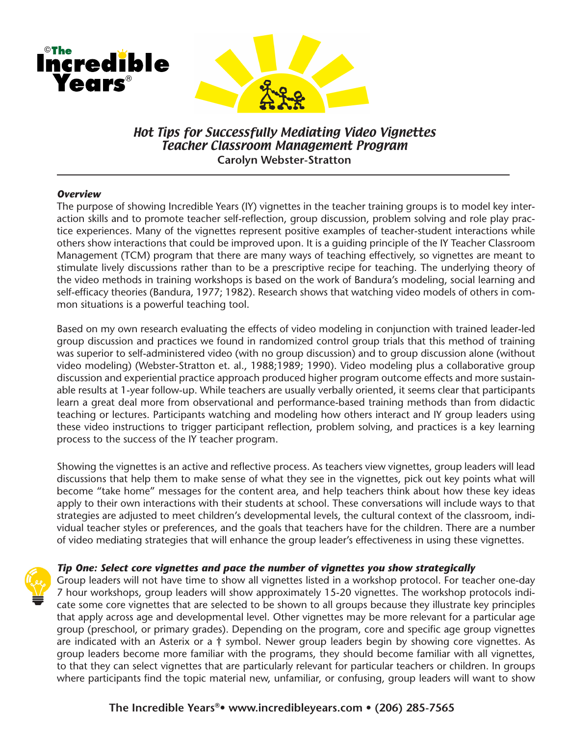©The Incredible Years®

# *Hot Tips for Successfully Mediating Video Vignettes*
# *Teacher Classroom Management Program*

**Carolyn Webster-Stratton**

***Overview***

The purpose of showing Incredible Years (IY) vignettes in the teacher training groups is to model key interaction skills and to promote teacher self-reflection, group discussion, problem solving and role play practice experiences. Many of the vignettes represent positive examples of teacher-student interactions while others show interactions that could be improved upon. It is a guiding principle of the IY Teacher Classroom Management (TCM) program that there are many ways of teaching effectively, so vignettes are meant to stimulate lively discussions rather than to be a prescriptive recipe for teaching. The underlying theory of the video methods in training workshops is based on the work of Bandura's modeling, social learning and self-efficacy theories (Bandura, 1977; 1982). Research shows that watching video models of others in common situations is a powerful teaching tool.

Based on my own research evaluating the effects of video modeling in conjunction with trained leader-led group discussion and practices we found in randomized control group trials that this method of training was superior to self-administered video (with no group discussion) and to group discussion alone (without video modeling) (Webster-Stratton et. al., 1988;1989; 1990). Video modeling plus a collaborative group discussion and experiential practice approach produced higher program outcome effects and more sustainable results at 1-year follow-up. While teachers are usually verbally oriented, it seems clear that participants learn a great deal more from observational and performance-based training methods than from didactic teaching or lectures. Participants watching and modeling how others interact and IY group leaders using these video instructions to trigger participant reflection, problem solving, and practices is a key learning process to the success of the IY teacher program.

Showing the vignettes is an active and reflective process. As teachers view vignettes, group leaders will lead discussions that help them to make sense of what they see in the vignettes, pick out key points what will become "take home" messages for the content area, and help teachers think about how these key ideas apply to their own interactions with their students at school. These conversations will include ways to that strategies are adjusted to meet children's developmental levels, the cultural context of the classroom, individual teacher styles or preferences, and the goals that teachers have for the children. There are a number of video mediating strategies that will enhance the group leader's effectiveness in using these vignettes.

***Tip One: Select core vignettes and pace the number of vignettes you show strategically***

Group leaders will not have time to show all vignettes listed in a workshop protocol. For teacher one-day 7 hour workshops, group leaders will show approximately 15-20 vignettes. The workshop protocols indicate some core vignettes that are selected to be shown to all groups because they illustrate key principles that apply across age and developmental level. Other vignettes may be more relevant for a particular age group (preschool, or primary grades). Depending on the program, core and specific age group vignettes are indicated with an Asterix or a † symbol. Newer group leaders begin by showing core vignettes. As group leaders become more familiar with the programs, they should become familiar with all vignettes, to that they can select vignettes that are particularly relevant for particular teachers or children. In groups where participants find the topic material new, unfamiliar, or confusing, group leaders will want to show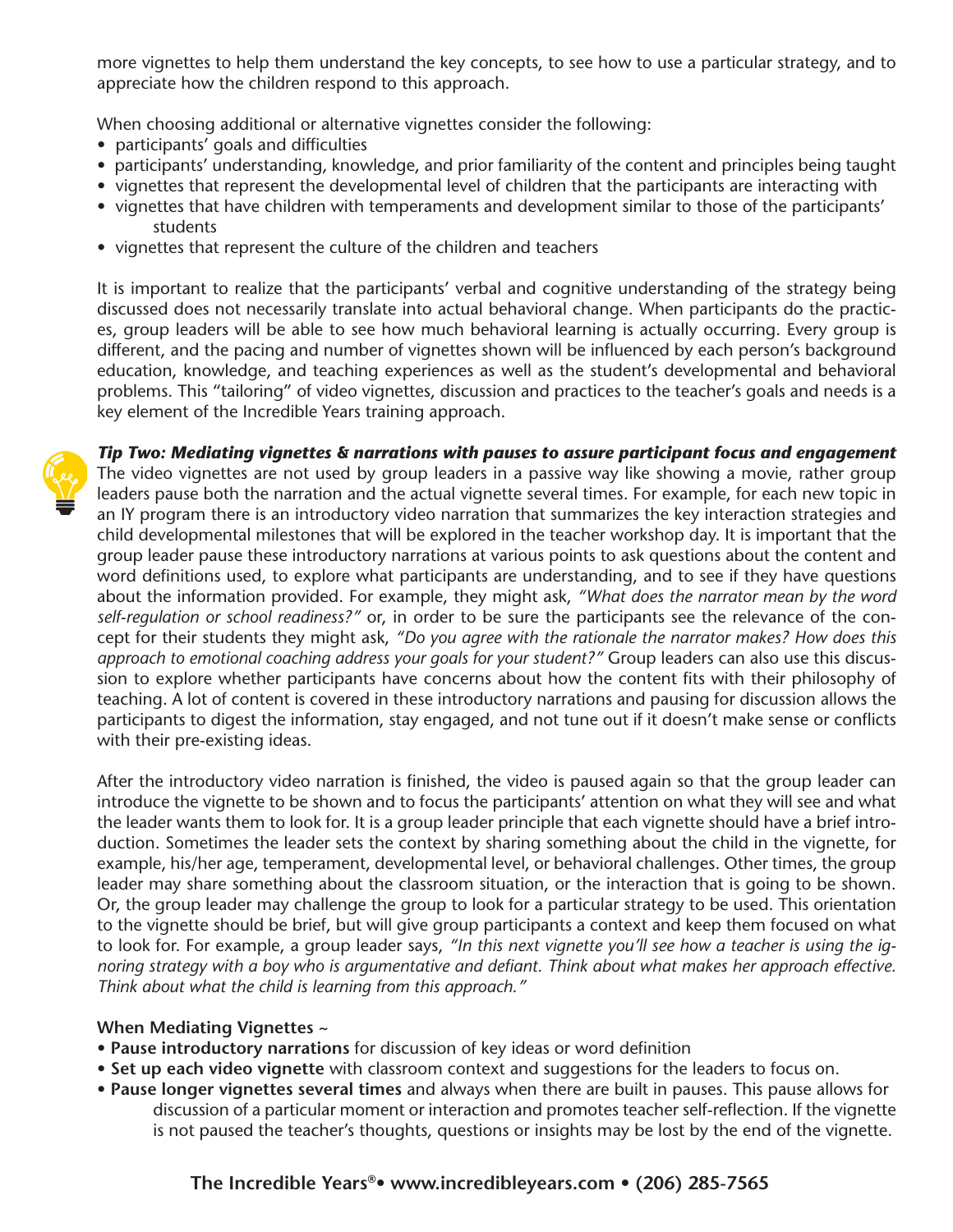more vignettes to help them understand the key concepts, to see how to use a particular strategy, and to appreciate how the children respond to this approach.

When choosing additional or alternative vignettes consider the following:

- participants' goals and difficulties
- participants' understanding, knowledge, and prior familiarity of the content and principles being taught
- vignettes that represent the developmental level of children that the participants are interacting with
- vignettes that have children with temperaments and development similar to those of the participants' students
- vignettes that represent the culture of the children and teachers

It is important to realize that the participants' verbal and cognitive understanding of the strategy being discussed does not necessarily translate into actual behavioral change. When participants do the practices, group leaders will be able to see how much behavioral learning is actually occurring. Every group is different, and the pacing and number of vignettes shown will be influenced by each person's background education, knowledge, and teaching experiences as well as the student's developmental and behavioral problems. This "tailoring" of video vignettes, discussion and practices to the teacher's goals and needs is a key element of the Incredible Years training approach.

***Tip Two: Mediating vignettes & narrations with pauses to assure participant focus and engagement***

The video vignettes are not used by group leaders in a passive way like showing a movie, rather group leaders pause both the narration and the actual vignette several times. For example, for each new topic in an IY program there is an introductory video narration that summarizes the key interaction strategies and child developmental milestones that will be explored in the teacher workshop day. It is important that the group leader pause these introductory narrations at various points to ask questions about the content and word definitions used, to explore what participants are understanding, and to see if they have questions about the information provided. For example, they might ask, *"What does the narrator mean by the word self-regulation or school readiness?"* or, in order to be sure the participants see the relevance of the concept for their students they might ask, *"Do you agree with the rationale the narrator makes? How does this approach to emotional coaching address your goals for your student?"* Group leaders can also use this discussion to explore whether participants have concerns about how the content fits with their philosophy of teaching. A lot of content is covered in these introductory narrations and pausing for discussion allows the participants to digest the information, stay engaged, and not tune out if it doesn't make sense or conflicts with their pre-existing ideas.

After the introductory video narration is finished, the video is paused again so that the group leader can introduce the vignette to be shown and to focus the participants' attention on what they will see and what the leader wants them to look for. It is a group leader principle that each vignette should have a brief introduction. Sometimes the leader sets the context by sharing something about the child in the vignette, for example, his/her age, temperament, developmental level, or behavioral challenges. Other times, the group leader may share something about the classroom situation, or the interaction that is going to be shown. Or, the group leader may challenge the group to look for a particular strategy to be used. This orientation to the vignette should be brief, but will give group participants a context and keep them focused on what to look for. For example, a group leader says, *"In this next vignette you'll see how a teacher is using the ignoring strategy with a boy who is argumentative and defiant. Think about what makes her approach effective. Think about what the child is learning from this approach."*

**When Mediating Vignettes ~**

- **Pause introductory narrations** for discussion of key ideas or word definition
- **Set up each video vignette** with classroom context and suggestions for the leaders to focus on.
- **Pause longer vignettes several times** and always when there are built in pauses. This pause allows for discussion of a particular moment or interaction and promotes teacher self-reflection. If the vignette is not paused the teacher's thoughts, questions or insights may be lost by the end of the vignette.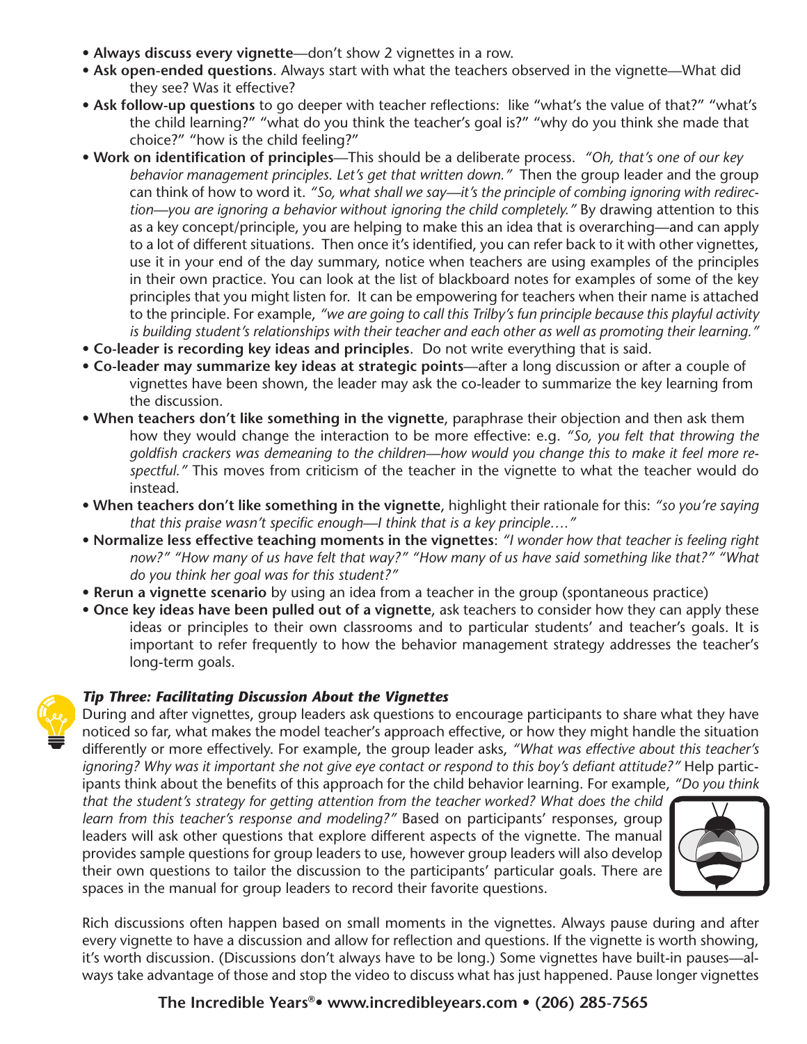- **Always discuss every vignette**—don't show 2 vignettes in a row.
- **Ask open-ended questions**. Always start with what the teachers observed in the vignette—What did they see? Was it effective?
- **Ask follow-up questions** to go deeper with teacher reflections: like "what's the value of that?" "what's the child learning?" "what do you think the teacher's goal is?" "why do you think she made that choice?" "how is the child feeling?"
- **Work on identification of principles**—This should be a deliberate process. *"Oh, that's one of our key behavior management principles. Let's get that written down."* Then the group leader and the group can think of how to word it. *"So, what shall we say—it's the principle of combing ignoring with redirection—you are ignoring a behavior without ignoring the child completely."* By drawing attention to this as a key concept/principle, you are helping to make this an idea that is overarching—and can apply to a lot of different situations. Then once it's identified, you can refer back to it with other vignettes, use it in your end of the day summary, notice when teachers are using examples of the principles in their own practice. You can look at the list of blackboard notes for examples of some of the key principles that you might listen for. It can be empowering for teachers when their name is attached to the principle. For example, *"we are going to call this Trilby's fun principle because this playful activity is building student's relationships with their teacher and each other as well as promoting their learning."*
- **Co-leader is recording key ideas and principles**. Do not write everything that is said.
- **Co-leader may summarize key ideas at strategic points**—after a long discussion or after a couple of vignettes have been shown, the leader may ask the co-leader to summarize the key learning from the discussion.
- **When teachers don't like something in the vignette**, paraphrase their objection and then ask them how they would change the interaction to be more effective: e.g. *"So, you felt that throwing the goldfish crackers was demeaning to the children—how would you change this to make it feel more respectful."* This moves from criticism of the teacher in the vignette to what the teacher would do instead.
- **When teachers don't like something in the vignette**, highlight their rationale for this: *"so you're saying that this praise wasn't specific enough—I think that is a key principle…."*
- **Normalize less effective teaching moments in the vignettes**: *"I wonder how that teacher is feeling right now?" "How many of us have felt that way?" "How many of us have said something like that?" "What do you think her goal was for this student?"*
- **Rerun a vignette scenario** by using an idea from a teacher in the group (spontaneous practice)
- **Once key ideas have been pulled out of a vignette**, ask teachers to consider how they can apply these ideas or principles to their own classrooms and to particular students' and teacher's goals. It is important to refer frequently to how the behavior management strategy addresses the teacher's long-term goals.

### *Tip Three: Facilitating Discussion About the Vignettes*

During and after vignettes, group leaders ask questions to encourage participants to share what they have noticed so far, what makes the model teacher's approach effective, or how they might handle the situation differently or more effectively. For example, the group leader asks, *"What was effective about this teacher's ignoring? Why was it important she not give eye contact or respond to this boy's defiant attitude?"* Help participants think about the benefits of this approach for the child behavior learning. For example, *"Do you think that the student's strategy for getting attention from the teacher worked? What does the child learn from this teacher's response and modeling?"* Based on participants' responses, group leaders will ask other questions that explore different aspects of the vignette. The manual provides sample questions for group leaders to use, however group leaders will also develop their own questions to tailor the discussion to the participants' particular goals. There are spaces in the manual for group leaders to record their favorite questions.

Rich discussions often happen based on small moments in the vignettes. Always pause during and after every vignette to have a discussion and allow for reflection and questions. If the vignette is worth showing, it's worth discussion. (Discussions don't always have to be long.) Some vignettes have built-in pauses—always take advantage of those and stop the video to discuss what has just happened. Pause longer vignettes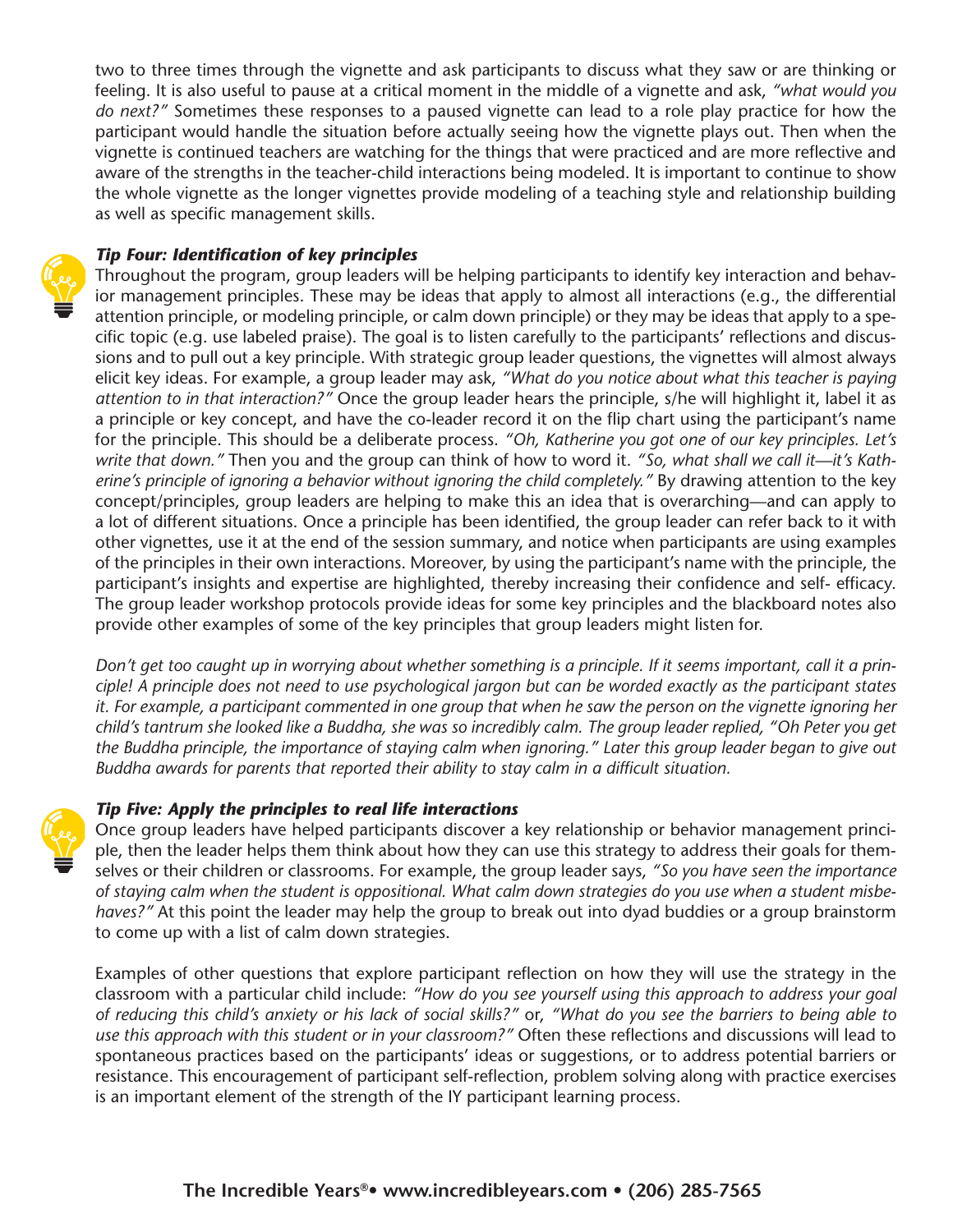two to three times through the vignette and ask participants to discuss what they saw or are thinking or feeling. It is also useful to pause at a critical moment in the middle of a vignette and ask, *"what would you do next?"* Sometimes these responses to a paused vignette can lead to a role play practice for how the participant would handle the situation before actually seeing how the vignette plays out. Then when the vignette is continued teachers are watching for the things that were practiced and are more reflective and aware of the strengths in the teacher-child interactions being modeled. It is important to continue to show the whole vignette as the longer vignettes provide modeling of a teaching style and relationship building as well as specific management skills.

### *Tip Four: Identification of key principles*

Throughout the program, group leaders will be helping participants to identify key interaction and behavior management principles. These may be ideas that apply to almost all interactions (e.g., the differential attention principle, or modeling principle, or calm down principle) or they may be ideas that apply to a specific topic (e.g. use labeled praise). The goal is to listen carefully to the participants' reflections and discussions and to pull out a key principle. With strategic group leader questions, the vignettes will almost always elicit key ideas. For example, a group leader may ask, *"What do you notice about what this teacher is paying attention to in that interaction?"* Once the group leader hears the principle, s/he will highlight it, label it as a principle or key concept, and have the co-leader record it on the flip chart using the participant's name for the principle. This should be a deliberate process. *"Oh, Katherine you got one of our key principles. Let's write that down."* Then you and the group can think of how to word it. *"So, what shall we call it—it's Katherine's principle of ignoring a behavior without ignoring the child completely."* By drawing attention to the key concept/principles, group leaders are helping to make this an idea that is overarching—and can apply to a lot of different situations. Once a principle has been identified, the group leader can refer back to it with other vignettes, use it at the end of the session summary, and notice when participants are using examples of the principles in their own interactions. Moreover, by using the participant's name with the principle, the participant's insights and expertise are highlighted, thereby increasing their confidence and self- efficacy. The group leader workshop protocols provide ideas for some key principles and the blackboard notes also provide other examples of some of the key principles that group leaders might listen for.

*Don't get too caught up in worrying about whether something is a principle. If it seems important, call it a principle! A principle does not need to use psychological jargon but can be worded exactly as the participant states it. For example, a participant commented in one group that when he saw the person on the vignette ignoring her child's tantrum she looked like a Buddha, she was so incredibly calm. The group leader replied, "Oh Peter you get the Buddha principle, the importance of staying calm when ignoring." Later this group leader began to give out Buddha awards for parents that reported their ability to stay calm in a difficult situation.*

### *Tip Five: Apply the principles to real life interactions*

Once group leaders have helped participants discover a key relationship or behavior management principle, then the leader helps them think about how they can use this strategy to address their goals for themselves or their children or classrooms. For example, the group leader says, *"So you have seen the importance of staying calm when the student is oppositional. What calm down strategies do you use when a student misbehaves?"* At this point the leader may help the group to break out into dyad buddies or a group brainstorm to come up with a list of calm down strategies.

Examples of other questions that explore participant reflection on how they will use the strategy in the classroom with a particular child include: *"How do you see yourself using this approach to address your goal of reducing this child's anxiety or his lack of social skills?"* or, *"What do you see the barriers to being able to use this approach with this student or in your classroom?"* Often these reflections and discussions will lead to spontaneous practices based on the participants' ideas or suggestions, or to address potential barriers or resistance. This encouragement of participant self-reflection, problem solving along with practice exercises is an important element of the strength of the IY participant learning process.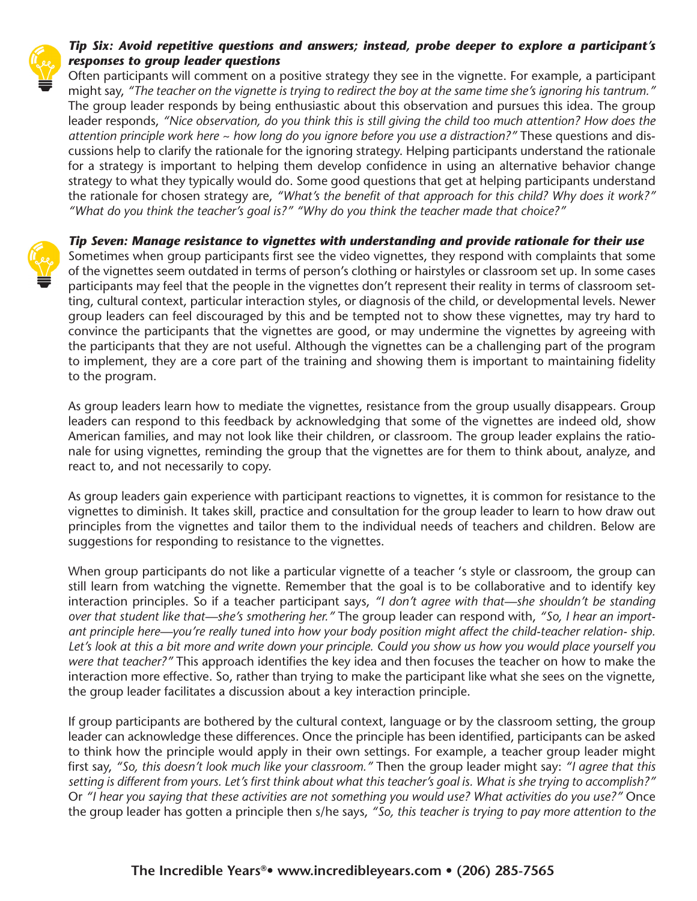***Tip Six: Avoid repetitive questions and answers; instead, probe deeper to explore a participant's responses to group leader questions***

Often participants will comment on a positive strategy they see in the vignette. For example, a participant might say, *"The teacher on the vignette is trying to redirect the boy at the same time she's ignoring his tantrum."* The group leader responds by being enthusiastic about this observation and pursues this idea. The group leader responds, *"Nice observation, do you think this is still giving the child too much attention? How does the attention principle work here ~ how long do you ignore before you use a distraction?"* These questions and discussions help to clarify the rationale for the ignoring strategy. Helping participants understand the rationale for a strategy is important to helping them develop confidence in using an alternative behavior change strategy to what they typically would do. Some good questions that get at helping participants understand the rationale for chosen strategy are, *"What's the benefit of that approach for this child? Why does it work?" "What do you think the teacher's goal is?" "Why do you think the teacher made that choice?"*

***Tip Seven: Manage resistance to vignettes with understanding and provide rationale for their use***

Sometimes when group participants first see the video vignettes, they respond with complaints that some of the vignettes seem outdated in terms of person's clothing or hairstyles or classroom set up. In some cases participants may feel that the people in the vignettes don't represent their reality in terms of classroom setting, cultural context, particular interaction styles, or diagnosis of the child, or developmental levels. Newer group leaders can feel discouraged by this and be tempted not to show these vignettes, may try hard to convince the participants that the vignettes are good, or may undermine the vignettes by agreeing with the participants that they are not useful. Although the vignettes can be a challenging part of the program to implement, they are a core part of the training and showing them is important to maintaining fidelity to the program.

As group leaders learn how to mediate the vignettes, resistance from the group usually disappears. Group leaders can respond to this feedback by acknowledging that some of the vignettes are indeed old, show American families, and may not look like their children, or classroom. The group leader explains the rationale for using vignettes, reminding the group that the vignettes are for them to think about, analyze, and react to, and not necessarily to copy.

As group leaders gain experience with participant reactions to vignettes, it is common for resistance to the vignettes to diminish. It takes skill, practice and consultation for the group leader to learn to how draw out principles from the vignettes and tailor them to the individual needs of teachers and children. Below are suggestions for responding to resistance to the vignettes.

When group participants do not like a particular vignette of a teacher 's style or classroom, the group can still learn from watching the vignette. Remember that the goal is to be collaborative and to identify key interaction principles. So if a teacher participant says, *"I don't agree with that—she shouldn't be standing over that student like that—she's smothering her."* The group leader can respond with, *"So, I hear an important principle here—you're really tuned into how your body position might affect the child-teacher relation- ship. Let's look at this a bit more and write down your principle. Could you show us how you would place yourself you were that teacher?"* This approach identifies the key idea and then focuses the teacher on how to make the interaction more effective. So, rather than trying to make the participant like what she sees on the vignette, the group leader facilitates a discussion about a key interaction principle.

If group participants are bothered by the cultural context, language or by the classroom setting, the group leader can acknowledge these differences. Once the principle has been identified, participants can be asked to think how the principle would apply in their own settings. For example, a teacher group leader might first say, *"So, this doesn't look much like your classroom."* Then the group leader might say: *"I agree that this setting is different from yours. Let's first think about what this teacher's goal is. What is she trying to accomplish?"* Or *"I hear you saying that these activities are not something you would use? What activities do you use?"* Once the group leader has gotten a principle then s/he says, *"So, this teacher is trying to pay more attention to the*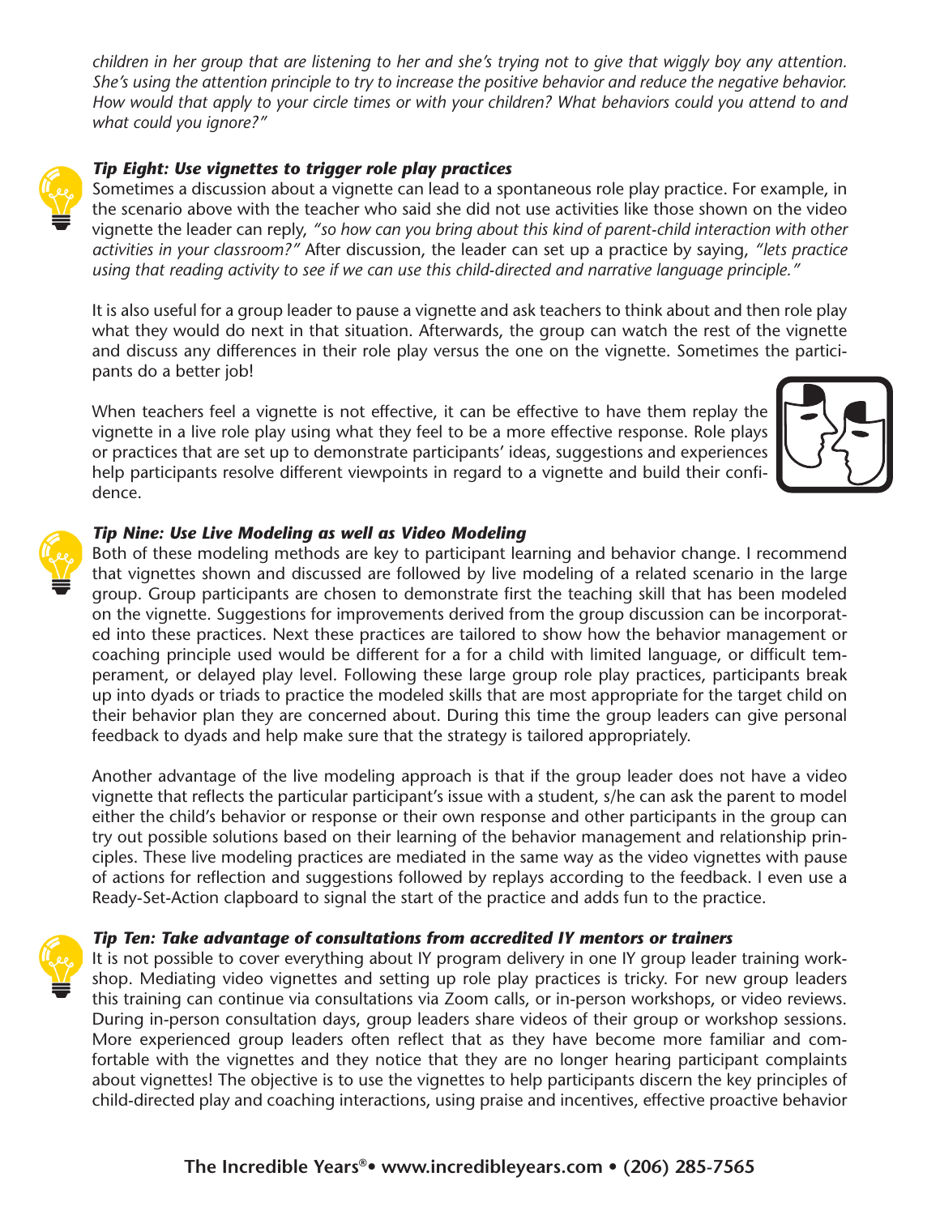*children in her group that are listening to her and she's trying not to give that wiggly boy any attention. She's using the attention principle to try to increase the positive behavior and reduce the negative behavior. How would that apply to your circle times or with your children? What behaviors could you attend to and what could you ignore?"*

***Tip Eight: Use vignettes to trigger role play practices***

Sometimes a discussion about a vignette can lead to a spontaneous role play practice. For example, in the scenario above with the teacher who said she did not use activities like those shown on the video vignette the leader can reply, *"so how can you bring about this kind of parent-child interaction with other activities in your classroom?"* After discussion, the leader can set up a practice by saying, *"lets practice using that reading activity to see if we can use this child-directed and narrative language principle."*

It is also useful for a group leader to pause a vignette and ask teachers to think about and then role play what they would do next in that situation. Afterwards, the group can watch the rest of the vignette and discuss any differences in their role play versus the one on the vignette. Sometimes the participants do a better job!

When teachers feel a vignette is not effective, it can be effective to have them replay the vignette in a live role play using what they feel to be a more effective response. Role plays or practices that are set up to demonstrate participants' ideas, suggestions and experiences help participants resolve different viewpoints in regard to a vignette and build their confidence.

***Tip Nine: Use Live Modeling as well as Video Modeling***

Both of these modeling methods are key to participant learning and behavior change. I recommend that vignettes shown and discussed are followed by live modeling of a related scenario in the large group. Group participants are chosen to demonstrate first the teaching skill that has been modeled on the vignette. Suggestions for improvements derived from the group discussion can be incorporated into these practices. Next these practices are tailored to show how the behavior management or coaching principle used would be different for a for a child with limited language, or difficult temperament, or delayed play level. Following these large group role play practices, participants break up into dyads or triads to practice the modeled skills that are most appropriate for the target child on their behavior plan they are concerned about. During this time the group leaders can give personal feedback to dyads and help make sure that the strategy is tailored appropriately.

Another advantage of the live modeling approach is that if the group leader does not have a video vignette that reflects the particular participant's issue with a student, s/he can ask the parent to model either the child's behavior or response or their own response and other participants in the group can try out possible solutions based on their learning of the behavior management and relationship principles. These live modeling practices are mediated in the same way as the video vignettes with pause of actions for reflection and suggestions followed by replays according to the feedback. I even use a Ready-Set-Action clapboard to signal the start of the practice and adds fun to the practice.

***Tip Ten: Take advantage of consultations from accredited IY mentors or trainers***

It is not possible to cover everything about IY program delivery in one IY group leader training workshop. Mediating video vignettes and setting up role play practices is tricky. For new group leaders this training can continue via consultations via Zoom calls, or in-person workshops, or video reviews. During in-person consultation days, group leaders share videos of their group or workshop sessions. More experienced group leaders often reflect that as they have become more familiar and comfortable with the vignettes and they notice that they are no longer hearing participant complaints about vignettes! The objective is to use the vignettes to help participants discern the key principles of child-directed play and coaching interactions, using praise and incentives, effective proactive behavior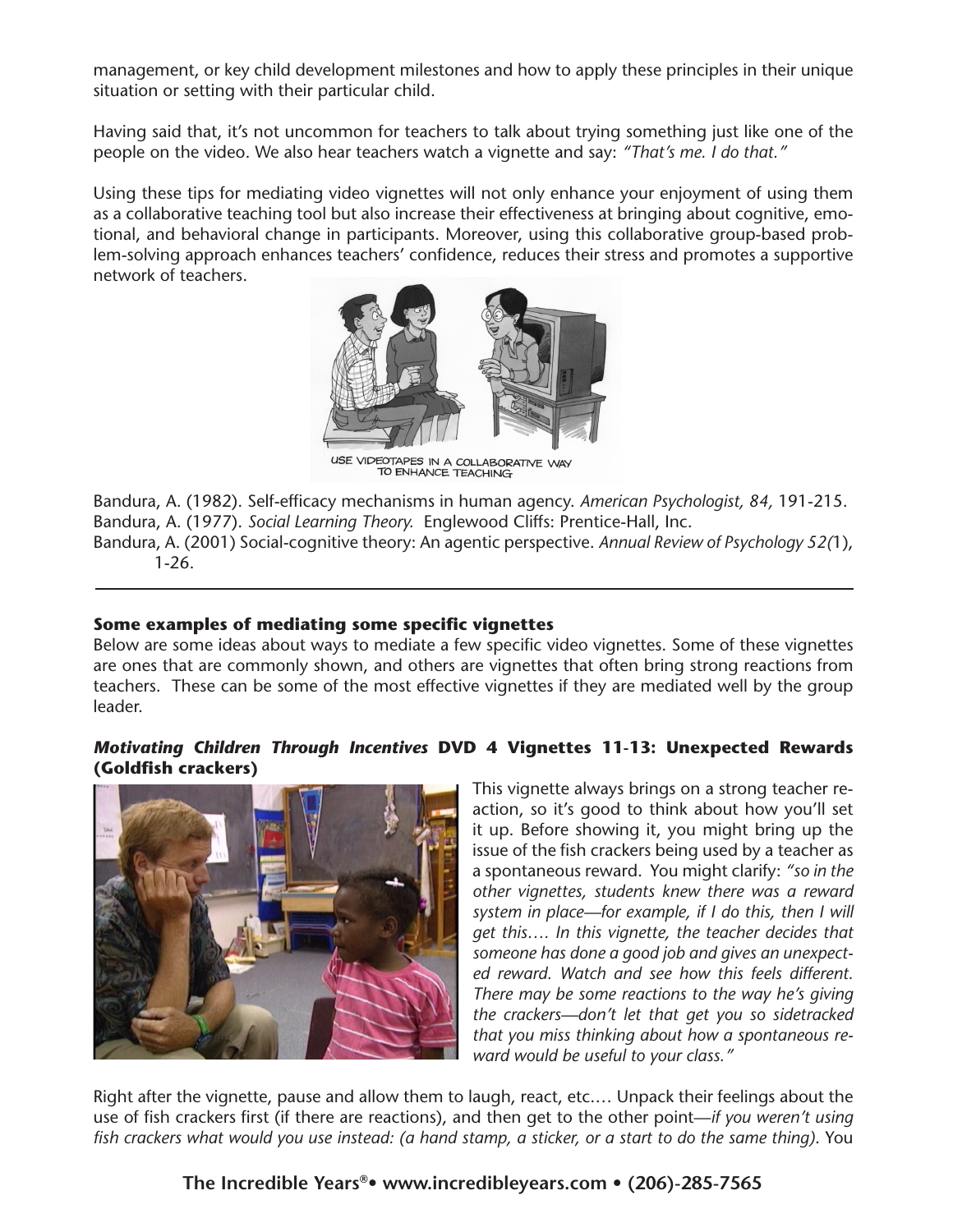management, or key child development milestones and how to apply these principles in their unique situation or setting with their particular child.

Having said that, it's not uncommon for teachers to talk about trying something just like one of the people on the video. We also hear teachers watch a vignette and say: *"That's me. I do that."*

Using these tips for mediating video vignettes will not only enhance your enjoyment of using them as a collaborative teaching tool but also increase their effectiveness at bringing about cognitive, emotional, and behavioral change in participants. Moreover, using this collaborative group-based problem-solving approach enhances teachers' confidence, reduces their stress and promotes a supportive network of teachers.

USE VIDEOTAPES IN A COLLABORATIVE WAY TO ENHANCE TEACHING

Bandura, A. (1982). Self-efficacy mechanisms in human agency. *American Psychologist, 84*, 191-215.
Bandura, A. (1977). *Social Learning Theory.* Englewood Cliffs: Prentice-Hall, Inc.
Bandura, A. (2001) Social-cognitive theory: An agentic perspective. *Annual Review of Psychology 52(*1), 1-26.

---

**Some examples of mediating some specific vignettes**

Below are some ideas about ways to mediate a few specific video vignettes. Some of these vignettes are ones that are commonly shown, and others are vignettes that often bring strong reactions from teachers. These can be some of the most effective vignettes if they are mediated well by the group leader.

***Motivating Children Through Incentives* DVD 4 Vignettes 11-13: Unexpected Rewards (Goldfish crackers)**

This vignette always brings on a strong teacher reaction, so it's good to think about how you'll set it up. Before showing it, you might bring up the issue of the fish crackers being used by a teacher as a spontaneous reward. You might clarify: *"so in the other vignettes, students knew there was a reward system in place—for example, if I do this, then I will get this…. In this vignette, the teacher decides that someone has done a good job and gives an unexpected reward. Watch and see how this feels different. There may be some reactions to the way he's giving the crackers—don't let that get you so sidetracked that you miss thinking about how a spontaneous reward would be useful to your class."*

Right after the vignette, pause and allow them to laugh, react, etc.… Unpack their feelings about the use of fish crackers first (if there are reactions), and then get to the other point—*if you weren't using fish crackers what would you use instead: (a hand stamp, a sticker, or a start to do the same thing)*. You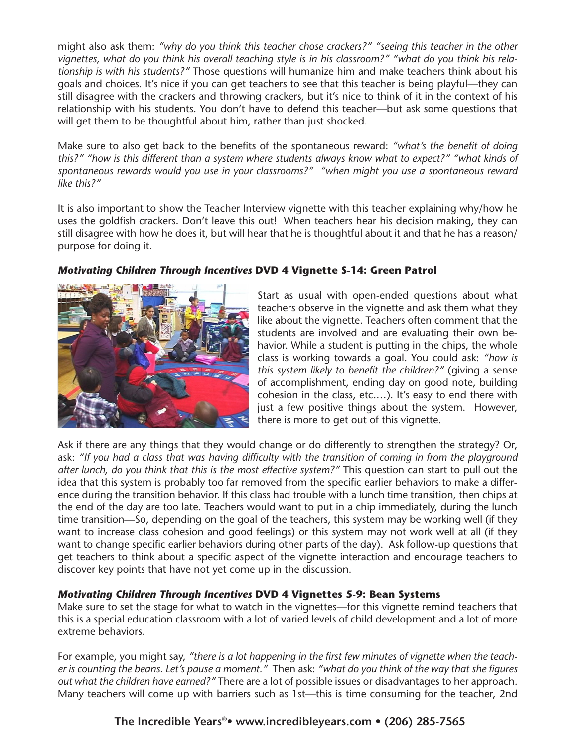might also ask them: *"why do you think this teacher chose crackers?" "seeing this teacher in the other vignettes, what do you think his overall teaching style is in his classroom?" "what do you think his relationship is with his students?"* Those questions will humanize him and make teachers think about his goals and choices. It's nice if you can get teachers to see that this teacher is being playful—they can still disagree with the crackers and throwing crackers, but it's nice to think of it in the context of his relationship with his students. You don't have to defend this teacher—but ask some questions that will get them to be thoughtful about him, rather than just shocked.

Make sure to also get back to the benefits of the spontaneous reward: *"what's the benefit of doing this?" "how is this different than a system where students always know what to expect?" "what kinds of spontaneous rewards would you use in your classrooms?" "when might you use a spontaneous reward like this?"*

It is also important to show the Teacher Interview vignette with this teacher explaining why/how he uses the goldfish crackers. Don't leave this out! When teachers hear his decision making, they can still disagree with how he does it, but will hear that he is thoughtful about it and that he has a reason/purpose for doing it.

### *Motivating Children Through Incentives* DVD 4 Vignette S-14: Green Patrol

Start as usual with open-ended questions about what teachers observe in the vignette and ask them what they like about the vignette. Teachers often comment that the students are involved and are evaluating their own behavior. While a student is putting in the chips, the whole class is working towards a goal. You could ask: *"how is this system likely to benefit the children?"* (giving a sense of accomplishment, ending day on good note, building cohesion in the class, etc.…). It's easy to end there with just a few positive things about the system. However, there is more to get out of this vignette.

Ask if there are any things that they would change or do differently to strengthen the strategy? Or, ask: *"If you had a class that was having difficulty with the transition of coming in from the playground after lunch, do you think that this is the most effective system?"* This question can start to pull out the idea that this system is probably too far removed from the specific earlier behaviors to make a difference during the transition behavior. If this class had trouble with a lunch time transition, then chips at the end of the day are too late. Teachers would want to put in a chip immediately, during the lunch time transition—So, depending on the goal of the teachers, this system may be working well (if they want to increase class cohesion and good feelings) or this system may not work well at all (if they want to change specific earlier behaviors during other parts of the day). Ask follow-up questions that get teachers to think about a specific aspect of the vignette interaction and encourage teachers to discover key points that have not yet come up in the discussion.

### *Motivating Children Through Incentives* DVD 4 Vignettes 5-9: Bean Systems

Make sure to set the stage for what to watch in the vignettes—for this vignette remind teachers that this is a special education classroom with a lot of varied levels of child development and a lot of more extreme behaviors.

For example, you might say, *"there is a lot happening in the first few minutes of vignette when the teacher is counting the beans. Let's pause a moment."* Then ask: *"what do you think of the way that she figures out what the children have earned?"* There are a lot of possible issues or disadvantages to her approach. Many teachers will come up with barriers such as 1st—this is time consuming for the teacher, 2nd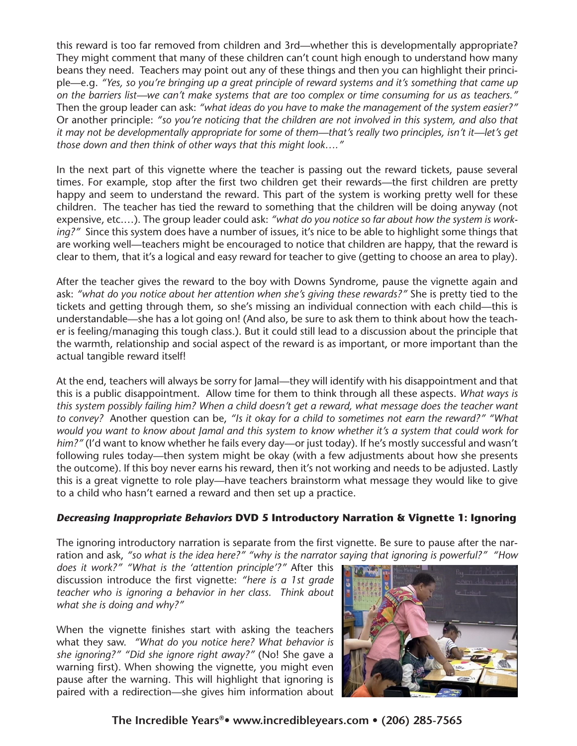this reward is too far removed from children and 3rd—whether this is developmentally appropriate? They might comment that many of these children can't count high enough to understand how many beans they need. Teachers may point out any of these things and then you can highlight their principle—e.g. *"Yes, so you're bringing up a great principle of reward systems and it's something that came up on the barriers list—we can't make systems that are too complex or time consuming for us as teachers."* Then the group leader can ask: *"what ideas do you have to make the management of the system easier?"* Or another principle: *"so you're noticing that the children are not involved in this system, and also that it may not be developmentally appropriate for some of them—that's really two principles, isn't it—let's get those down and then think of other ways that this might look…."*

In the next part of this vignette where the teacher is passing out the reward tickets, pause several times. For example, stop after the first two children get their rewards—the first children are pretty happy and seem to understand the reward. This part of the system is working pretty well for these children. The teacher has tied the reward to something that the children will be doing anyway (not expensive, etc.…). The group leader could ask: *"what do you notice so far about how the system is working?"* Since this system does have a number of issues, it's nice to be able to highlight some things that are working well—teachers might be encouraged to notice that children are happy, that the reward is clear to them, that it's a logical and easy reward for teacher to give (getting to choose an area to play).

After the teacher gives the reward to the boy with Downs Syndrome, pause the vignette again and ask: *"what do you notice about her attention when she's giving these rewards?"* She is pretty tied to the tickets and getting through them, so she's missing an individual connection with each child—this is understandable—she has a lot going on! (And also, be sure to ask them to think about how the teacher is feeling/managing this tough class.). But it could still lead to a discussion about the principle that the warmth, relationship and social aspect of the reward is as important, or more important than the actual tangible reward itself!

At the end, teachers will always be sorry for Jamal—they will identify with his disappointment and that this is a public disappointment. Allow time for them to think through all these aspects. *What ways is this system possibly failing him? When a child doesn't get a reward, what message does the teacher want to convey?* Another question can be, *"Is it okay for a child to sometimes not earn the reward?" "What would you want to know about Jamal and this system to know whether it's a system that could work for him?"* (I'd want to know whether he fails every day—or just today). If he's mostly successful and wasn't following rules today—then system might be okay (with a few adjustments about how she presents the outcome). If this boy never earns his reward, then it's not working and needs to be adjusted. Lastly this is a great vignette to role play—have teachers brainstorm what message they would like to give to a child who hasn't earned a reward and then set up a practice.

### *Decreasing Inappropriate Behaviors* DVD 5 Introductory Narration & Vignette 1: Ignoring

The ignoring introductory narration is separate from the first vignette. Be sure to pause after the narration and ask, *"so what is the idea here?" "why is the narrator saying that ignoring is powerful?" "How does it work?" "What is the 'attention principle'?"* After this discussion introduce the first vignette: *"here is a 1st grade teacher who is ignoring a behavior in her class. Think about what she is doing and why?"*

When the vignette finishes start with asking the teachers what they saw. *"What do you notice here? What behavior is she ignoring?" "Did she ignore right away?"* (No! She gave a warning first). When showing the vignette, you might even pause after the warning. This will highlight that ignoring is paired with a redirection—she gives him information about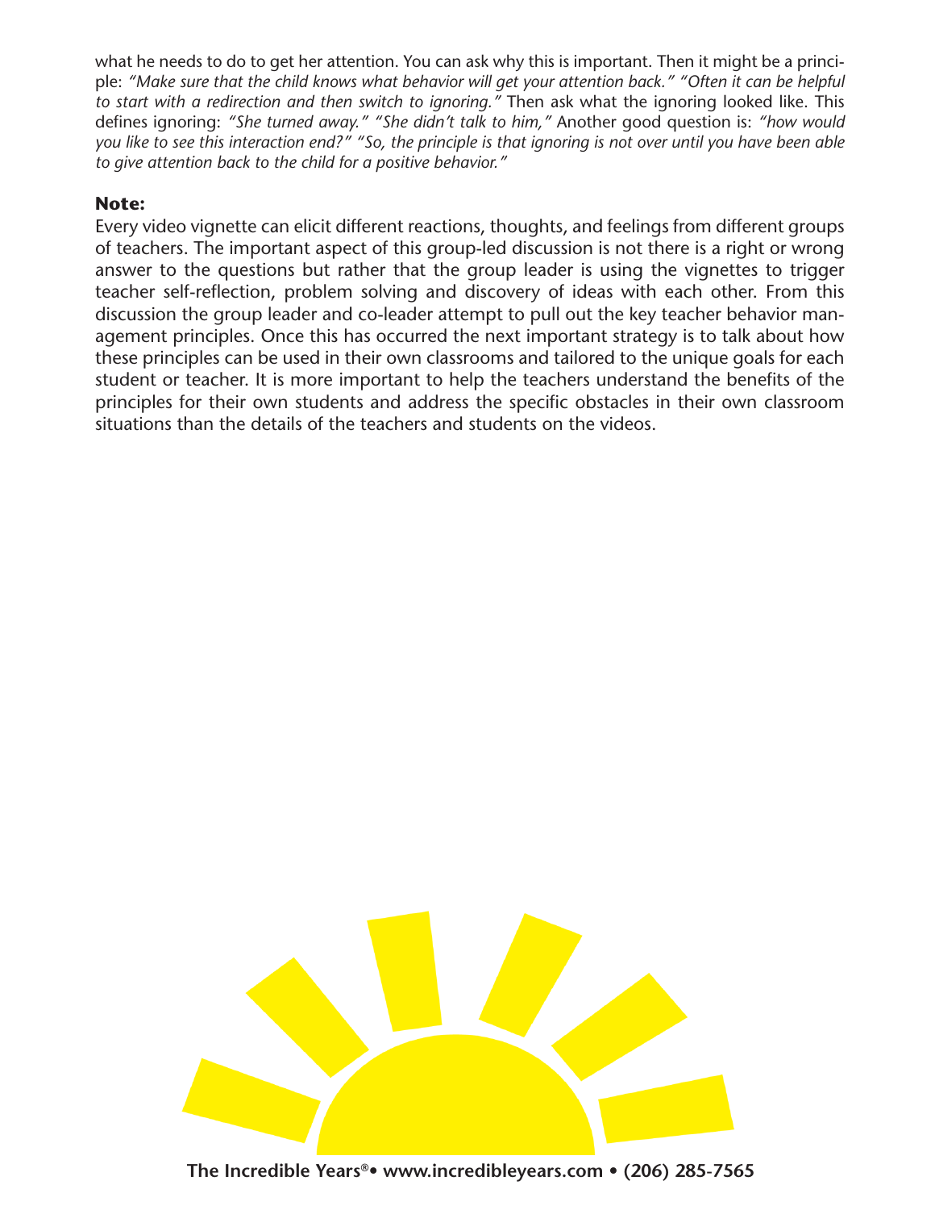what he needs to do to get her attention. You can ask why this is important. Then it might be a principle: *"Make sure that the child knows what behavior will get your attention back." "Often it can be helpful to start with a redirection and then switch to ignoring."* Then ask what the ignoring looked like. This defines ignoring: *"She turned away." "She didn't talk to him,"* Another good question is: *"how would you like to see this interaction end?" "So, the principle is that ignoring is not over until you have been able to give attention back to the child for a positive behavior."*

**Note:**

Every video vignette can elicit different reactions, thoughts, and feelings from different groups of teachers. The important aspect of this group-led discussion is not there is a right or wrong answer to the questions but rather that the group leader is using the vignettes to trigger teacher self-reflection, problem solving and discovery of ideas with each other. From this discussion the group leader and co-leader attempt to pull out the key teacher behavior management principles. Once this has occurred the next important strategy is to talk about how these principles can be used in their own classrooms and tailored to the unique goals for each student or teacher. It is more important to help the teachers understand the benefits of the principles for their own students and address the specific obstacles in their own classroom situations than the details of the teachers and students on the videos.